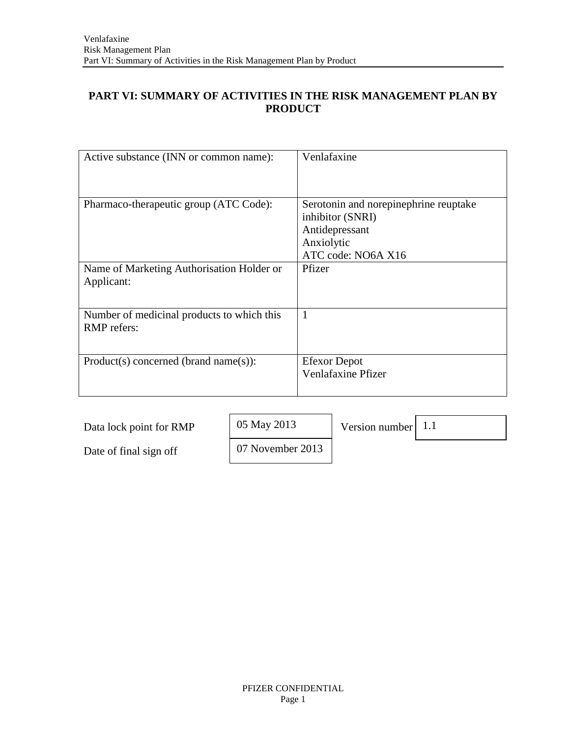# PART VI: SUMMARY OF ACTIVITIES IN THE RISK MANAGEMENT PLAN BY PRODUCT

| | |
|---|---|
| Active substance (INN or common name): | Venlafaxine |
| Pharmaco-therapeutic group (ATC Code): | Serotonin and norepinephrine reuptake inhibitor (SNRI)<br>Antidepressant<br>Anxiolytic<br>ATC code: NO6A X16 |
| Name of Marketing Authorisation Holder or Applicant: | Pfizer |
| Number of medicinal products to which this RMP refers: | 1 |
| Product(s) concerned (brand name(s)): | Efexor Depot<br>Venlafaxine Pfizer |

| | | | |
|---|---|---|---|
| Data lock point for RMP | 05 May 2013 | Version number | 1.1 |
| Date of final sign off | 07 November 2013 | | |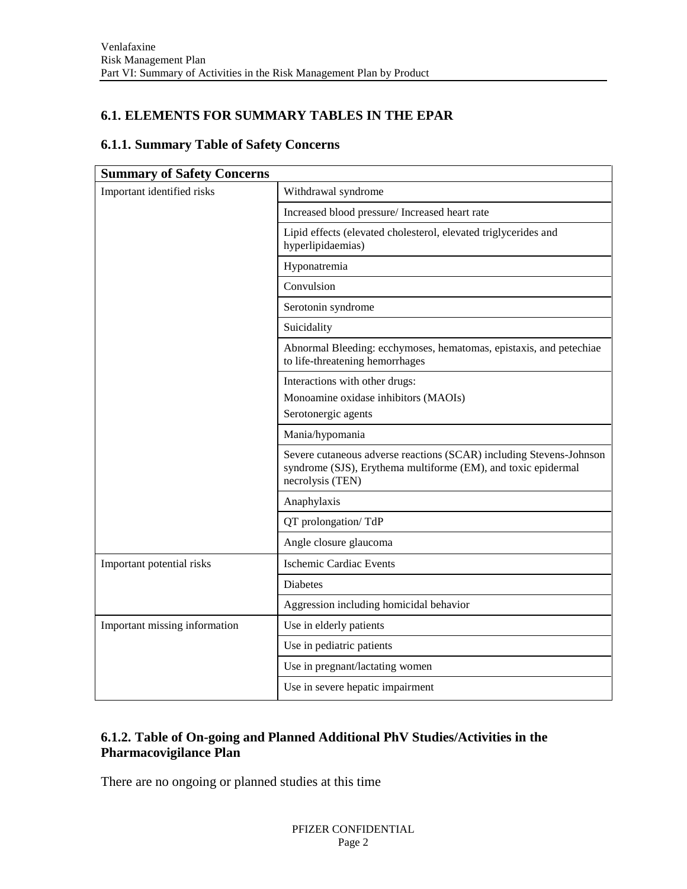## 6.1. ELEMENTS FOR SUMMARY TABLES IN THE EPAR

### 6.1.1. Summary Table of Safety Concerns

| Summary of Safety Concerns | |
|---|---|
| Important identified risks | Withdrawal syndrome |
| | Increased blood pressure/ Increased heart rate |
| | Lipid effects (elevated cholesterol, elevated triglycerides and hyperlipidaemias) |
| | Hyponatremia |
| | Convulsion |
| | Serotonin syndrome |
| | Suicidality |
| | Abnormal Bleeding: ecchymoses, hematomas, epistaxis, and petechiae to life-threatening hemorrhages |
| | Interactions with other drugs:<br>Monoamine oxidase inhibitors (MAOIs)<br>Serotonergic agents |
| | Mania/hypomania |
| | Severe cutaneous adverse reactions (SCAR) including Stevens-Johnson syndrome (SJS), Erythema multiforme (EM), and toxic epidermal necrolysis (TEN) |
| | Anaphylaxis |
| | QT prolongation/ TdP |
| | Angle closure glaucoma |
| Important potential risks | Ischemic Cardiac Events |
| | Diabetes |
| | Aggression including homicidal behavior |
| Important missing information | Use in elderly patients |
| | Use in pediatric patients |
| | Use in pregnant/lactating women |
| | Use in severe hepatic impairment |

### 6.1.2. Table of On-going and Planned Additional PhV Studies/Activities in the Pharmacovigilance Plan

There are no ongoing or planned studies at this time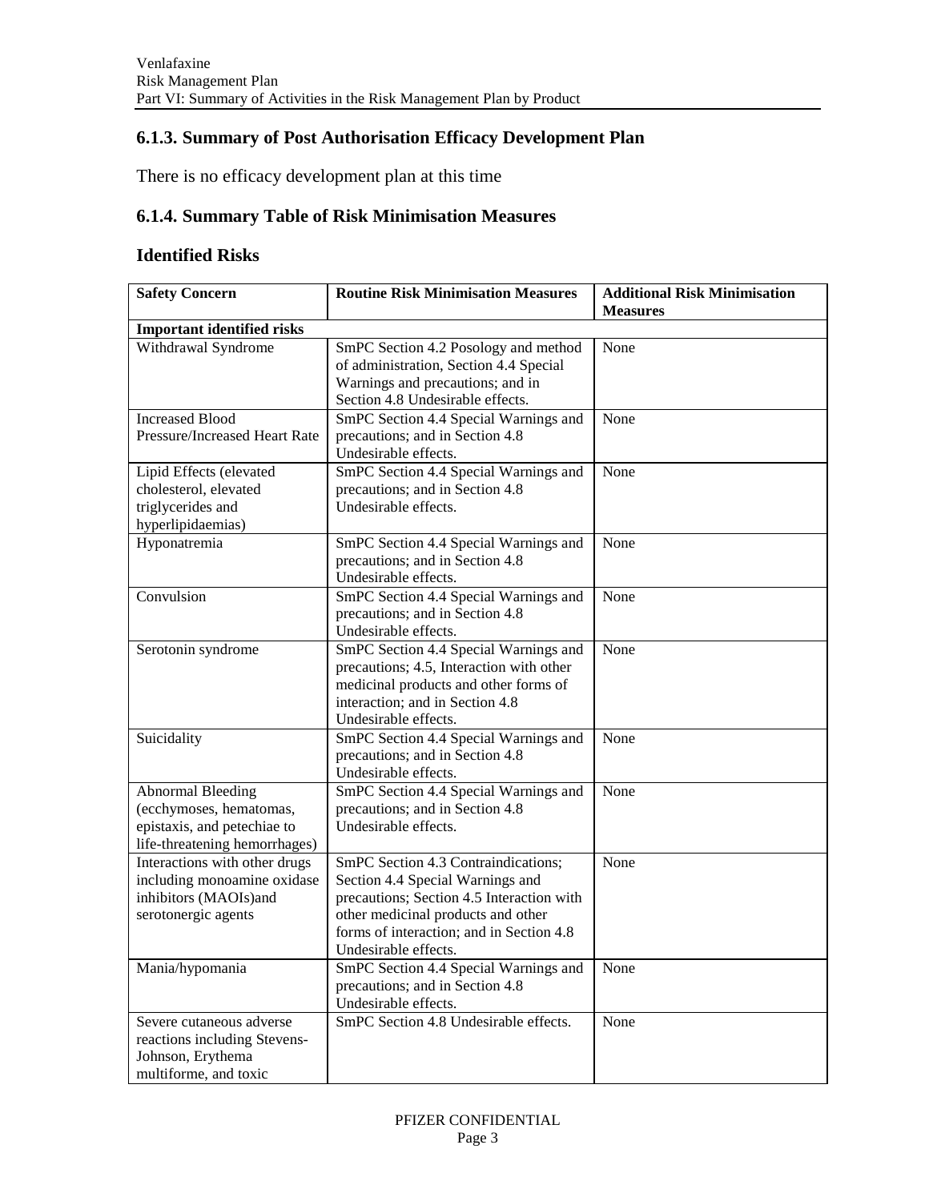## 6.1.3. Summary of Post Authorisation Efficacy Development Plan

There is no efficacy development plan at this time

## 6.1.4. Summary Table of Risk Minimisation Measures

## Identified Risks

| Safety Concern | Routine Risk Minimisation Measures | Additional Risk Minimisation Measures |
|---|---|---|
| **Important identified risks** | | |
| Withdrawal Syndrome | SmPC Section 4.2 Posology and method of administration, Section 4.4 Special Warnings and precautions; and in Section 4.8 Undesirable effects. | None |
| Increased Blood Pressure/Increased Heart Rate | SmPC Section 4.4 Special Warnings and precautions; and in Section 4.8 Undesirable effects. | None |
| Lipid Effects (elevated cholesterol, elevated triglycerides and hyperlipidaemias) | SmPC Section 4.4 Special Warnings and precautions; and in Section 4.8 Undesirable effects. | None |
| Hyponatremia | SmPC Section 4.4 Special Warnings and precautions; and in Section 4.8 Undesirable effects. | None |
| Convulsion | SmPC Section 4.4 Special Warnings and precautions; and in Section 4.8 Undesirable effects. | None |
| Serotonin syndrome | SmPC Section 4.4 Special Warnings and precautions; 4.5, Interaction with other medicinal products and other forms of interaction; and in Section 4.8 Undesirable effects. | None |
| Suicidality | SmPC Section 4.4 Special Warnings and precautions; and in Section 4.8 Undesirable effects. | None |
| Abnormal Bleeding (ecchymoses, hematomas, epistaxis, and petechiae to life-threatening hemorrhages) | SmPC Section 4.4 Special Warnings and precautions; and in Section 4.8 Undesirable effects. | None |
| Interactions with other drugs including monoamine oxidase inhibitors (MAOIs)and serotonergic agents | SmPC Section 4.3 Contraindications; Section 4.4 Special Warnings and precautions; Section 4.5 Interaction with other medicinal products and other forms of interaction; and in Section 4.8 Undesirable effects. | None |
| Mania/hypomania | SmPC Section 4.4 Special Warnings and precautions; and in Section 4.8 Undesirable effects. | None |
| Severe cutaneous adverse reactions including Stevens-Johnson, Erythema multiforme, and toxic | SmPC Section 4.8 Undesirable effects. | None |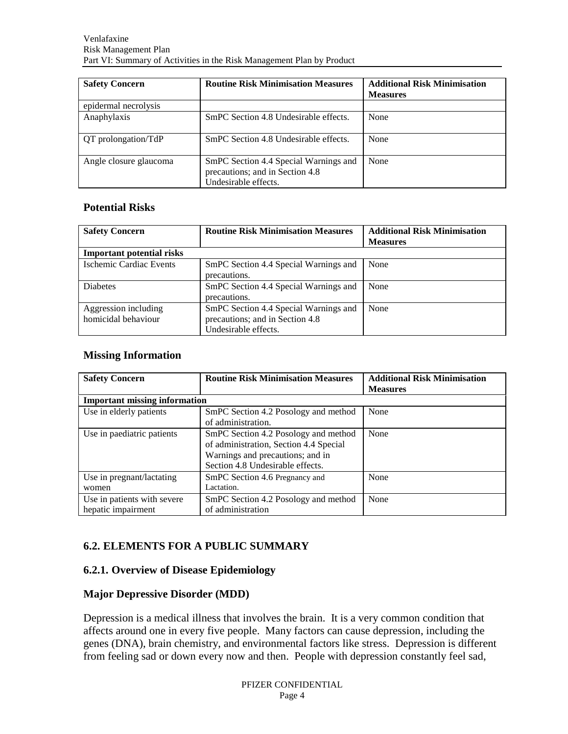| Safety Concern | Routine Risk Minimisation Measures | Additional Risk Minimisation Measures |
|---|---|---|
| epidermal necrolysis | | |
| Anaphylaxis | SmPC Section 4.8 Undesirable effects. | None |
| QT prolongation/TdP | SmPC Section 4.8 Undesirable effects. | None |
| Angle closure glaucoma | SmPC Section 4.4 Special Warnings and precautions; and in Section 4.8 Undesirable effects. | None |

## Potential Risks

| Safety Concern | Routine Risk Minimisation Measures | Additional Risk Minimisation Measures |
|---|---|---|
| **Important potential risks** | | |
| Ischemic Cardiac Events | SmPC Section 4.4 Special Warnings and precautions. | None |
| Diabetes | SmPC Section 4.4 Special Warnings and precautions. | None |
| Aggression including homicidal behaviour | SmPC Section 4.4 Special Warnings and precautions; and in Section 4.8 Undesirable effects. | None |

## Missing Information

| Safety Concern | Routine Risk Minimisation Measures | Additional Risk Minimisation Measures |
|---|---|---|
| **Important missing information** | | |
| Use in elderly patients | SmPC Section 4.2 Posology and method of administration. | None |
| Use in paediatric patients | SmPC Section 4.2 Posology and method of administration, Section 4.4 Special Warnings and precautions; and in Section 4.8 Undesirable effects. | None |
| Use in pregnant/lactating women | SmPC Section 4.6 Pregnancy and Lactation. | None |
| Use in patients with severe hepatic impairment | SmPC Section 4.2 Posology and method of administration | None |

## 6.2. ELEMENTS FOR A PUBLIC SUMMARY

### 6.2.1. Overview of Disease Epidemiology

### Major Depressive Disorder (MDD)

Depression is a medical illness that involves the brain. It is a very common condition that affects around one in every five people. Many factors can cause depression, including the genes (DNA), brain chemistry, and environmental factors like stress. Depression is different from feeling sad or down every now and then. People with depression constantly feel sad,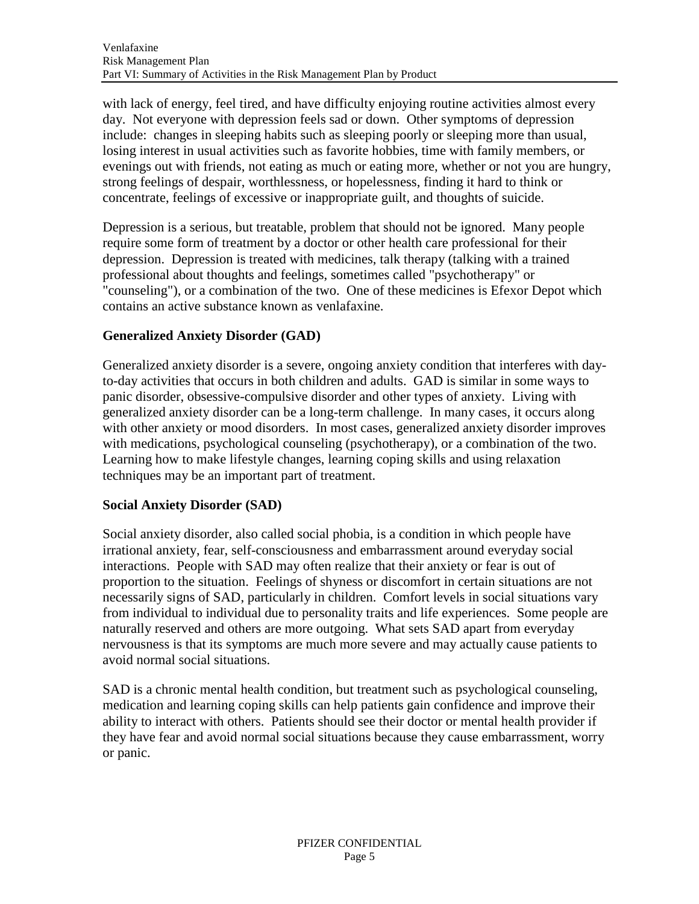with lack of energy, feel tired, and have difficulty enjoying routine activities almost every day. Not everyone with depression feels sad or down. Other symptoms of depression include: changes in sleeping habits such as sleeping poorly or sleeping more than usual, losing interest in usual activities such as favorite hobbies, time with family members, or evenings out with friends, not eating as much or eating more, whether or not you are hungry, strong feelings of despair, worthlessness, or hopelessness, finding it hard to think or concentrate, feelings of excessive or inappropriate guilt, and thoughts of suicide.

Depression is a serious, but treatable, problem that should not be ignored. Many people require some form of treatment by a doctor or other health care professional for their depression. Depression is treated with medicines, talk therapy (talking with a trained professional about thoughts and feelings, sometimes called "psychotherapy" or "counseling"), or a combination of the two. One of these medicines is Efexor Depot which contains an active substance known as venlafaxine.

**Generalized Anxiety Disorder (GAD)**

Generalized anxiety disorder is a severe, ongoing anxiety condition that interferes with day-to-day activities that occurs in both children and adults. GAD is similar in some ways to panic disorder, obsessive-compulsive disorder and other types of anxiety. Living with generalized anxiety disorder can be a long-term challenge. In many cases, it occurs along with other anxiety or mood disorders. In most cases, generalized anxiety disorder improves with medications, psychological counseling (psychotherapy), or a combination of the two. Learning how to make lifestyle changes, learning coping skills and using relaxation techniques may be an important part of treatment.

**Social Anxiety Disorder (SAD)**

Social anxiety disorder, also called social phobia, is a condition in which people have irrational anxiety, fear, self-consciousness and embarrassment around everyday social interactions. People with SAD may often realize that their anxiety or fear is out of proportion to the situation. Feelings of shyness or discomfort in certain situations are not necessarily signs of SAD, particularly in children. Comfort levels in social situations vary from individual to individual due to personality traits and life experiences. Some people are naturally reserved and others are more outgoing. What sets SAD apart from everyday nervousness is that its symptoms are much more severe and may actually cause patients to avoid normal social situations.

SAD is a chronic mental health condition, but treatment such as psychological counseling, medication and learning coping skills can help patients gain confidence and improve their ability to interact with others. Patients should see their doctor or mental health provider if they have fear and avoid normal social situations because they cause embarrassment, worry or panic.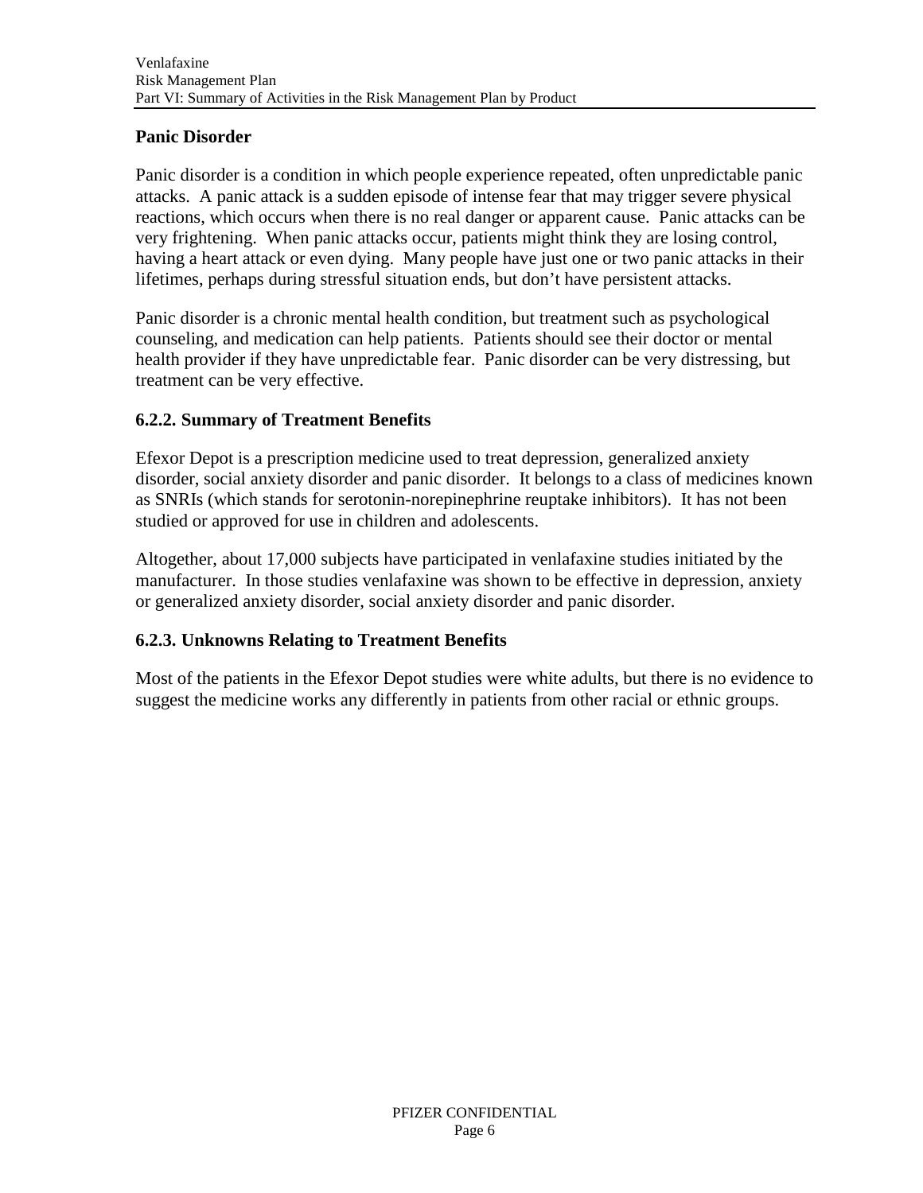**Panic Disorder**

Panic disorder is a condition in which people experience repeated, often unpredictable panic attacks. A panic attack is a sudden episode of intense fear that may trigger severe physical reactions, which occurs when there is no real danger or apparent cause. Panic attacks can be very frightening. When panic attacks occur, patients might think they are losing control, having a heart attack or even dying. Many people have just one or two panic attacks in their lifetimes, perhaps during stressful situation ends, but don't have persistent attacks.

Panic disorder is a chronic mental health condition, but treatment such as psychological counseling, and medication can help patients. Patients should see their doctor or mental health provider if they have unpredictable fear. Panic disorder can be very distressing, but treatment can be very effective.

### 6.2.2. Summary of Treatment Benefits

Efexor Depot is a prescription medicine used to treat depression, generalized anxiety disorder, social anxiety disorder and panic disorder. It belongs to a class of medicines known as SNRIs (which stands for serotonin-norepinephrine reuptake inhibitors). It has not been studied or approved for use in children and adolescents.

Altogether, about 17,000 subjects have participated in venlafaxine studies initiated by the manufacturer. In those studies venlafaxine was shown to be effective in depression, anxiety or generalized anxiety disorder, social anxiety disorder and panic disorder.

### 6.2.3. Unknowns Relating to Treatment Benefits

Most of the patients in the Efexor Depot studies were white adults, but there is no evidence to suggest the medicine works any differently in patients from other racial or ethnic groups.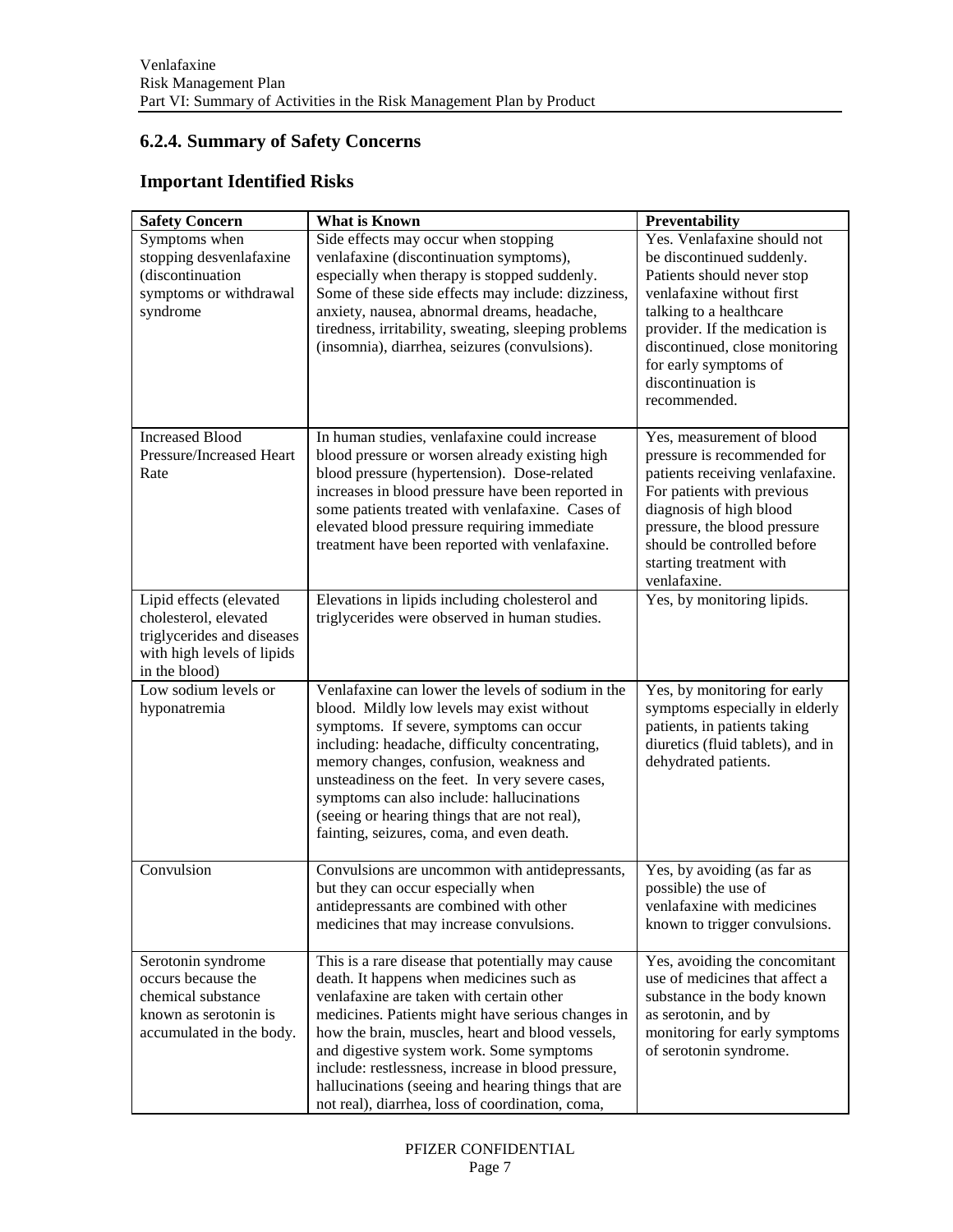## 6.2.4. Summary of Safety Concerns

## Important Identified Risks

| Safety Concern | What is Known | Preventability |
|---|---|---|
| Symptoms when stopping desvenlafaxine (discontinuation symptoms or withdrawal syndrome | Side effects may occur when stopping venlafaxine (discontinuation symptoms), especially when therapy is stopped suddenly. Some of these side effects may include: dizziness, anxiety, nausea, abnormal dreams, headache, tiredness, irritability, sweating, sleeping problems (insomnia), diarrhea, seizures (convulsions). | Yes. Venlafaxine should not be discontinued suddenly. Patients should never stop venlafaxine without first talking to a healthcare provider. If the medication is discontinued, close monitoring for early symptoms of discontinuation is recommended. |
| Increased Blood Pressure/Increased Heart Rate | In human studies, venlafaxine could increase blood pressure or worsen already existing high blood pressure (hypertension). Dose-related increases in blood pressure have been reported in some patients treated with venlafaxine. Cases of elevated blood pressure requiring immediate treatment have been reported with venlafaxine. | Yes, measurement of blood pressure is recommended for patients receiving venlafaxine. For patients with previous diagnosis of high blood pressure, the blood pressure should be controlled before starting treatment with venlafaxine. |
| Lipid effects (elevated cholesterol, elevated triglycerides and diseases with high levels of lipids in the blood) | Elevations in lipids including cholesterol and triglycerides were observed in human studies. | Yes, by monitoring lipids. |
| Low sodium levels or hyponatremia | Venlafaxine can lower the levels of sodium in the blood. Mildly low levels may exist without symptoms. If severe, symptoms can occur including: headache, difficulty concentrating, memory changes, confusion, weakness and unsteadiness on the feet. In very severe cases, symptoms can also include: hallucinations (seeing or hearing things that are not real), fainting, seizures, coma, and even death. | Yes, by monitoring for early symptoms especially in elderly patients, in patients taking diuretics (fluid tablets), and in dehydrated patients. |
| Convulsion | Convulsions are uncommon with antidepressants, but they can occur especially when antidepressants are combined with other medicines that may increase convulsions. | Yes, by avoiding (as far as possible) the use of venlafaxine with medicines known to trigger convulsions. |
| Serotonin syndrome occurs because the chemical substance known as serotonin is accumulated in the body. | This is a rare disease that potentially may cause death. It happens when medicines such as venlafaxine are taken with certain other medicines. Patients might have serious changes in how the brain, muscles, heart and blood vessels, and digestive system work. Some symptoms include: restlessness, increase in blood pressure, hallucinations (seeing and hearing things that are not real), diarrhea, loss of coordination, coma, | Yes, avoiding the concomitant use of medicines that affect a substance in the body known as serotonin, and by monitoring for early symptoms of serotonin syndrome. |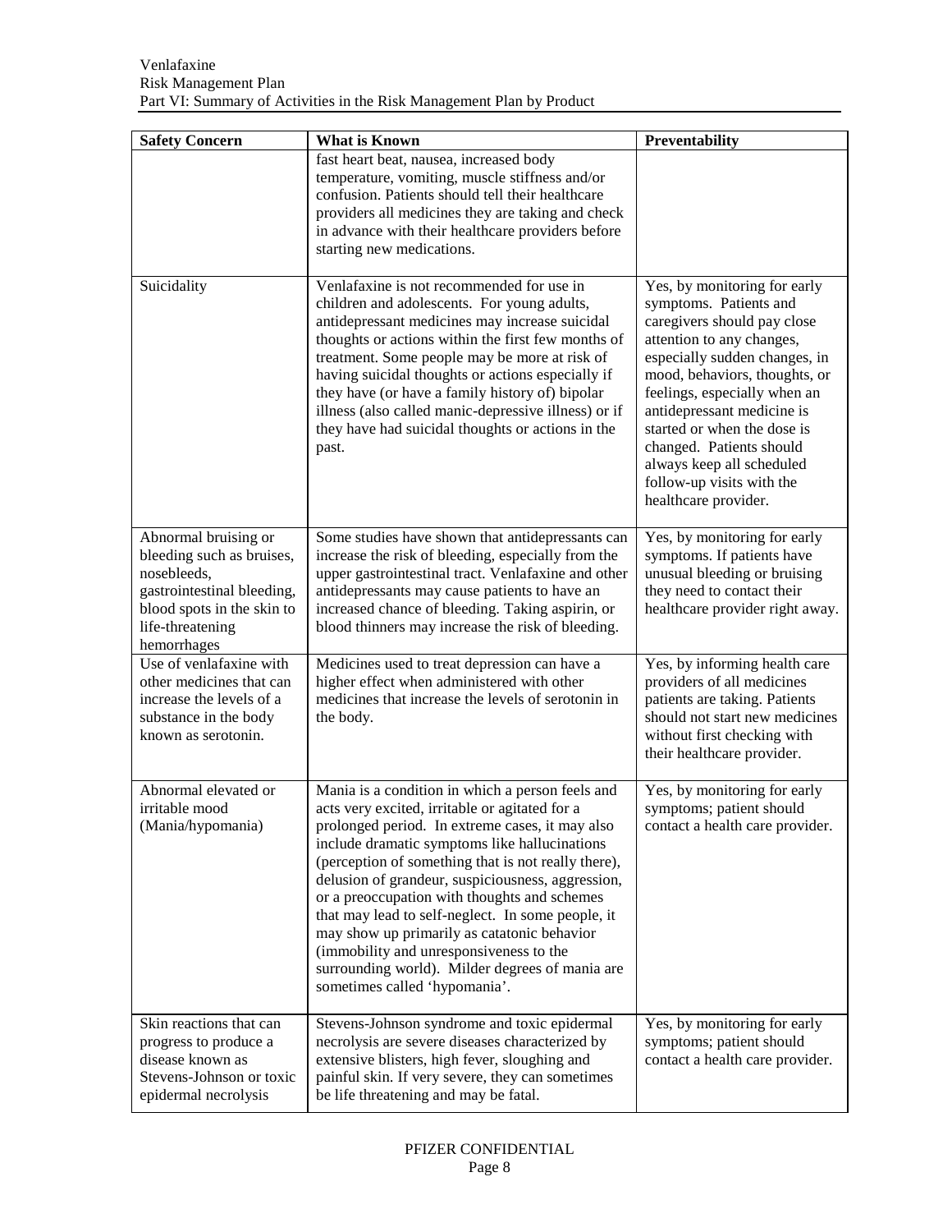| Safety Concern | What is Known | Preventability |
|---|---|---|
| | fast heart beat, nausea, increased body temperature, vomiting, muscle stiffness and/or confusion. Patients should tell their healthcare providers all medicines they are taking and check in advance with their healthcare providers before starting new medications. | |
| Suicidality | Venlafaxine is not recommended for use in children and adolescents. For young adults, antidepressant medicines may increase suicidal thoughts or actions within the first few months of treatment. Some people may be more at risk of having suicidal thoughts or actions especially if they have (or have a family history of) bipolar illness (also called manic-depressive illness) or if they have had suicidal thoughts or actions in the past. | Yes, by monitoring for early symptoms. Patients and caregivers should pay close attention to any changes, especially sudden changes, in mood, behaviors, thoughts, or feelings, especially when an antidepressant medicine is started or when the dose is changed. Patients should always keep all scheduled follow-up visits with the healthcare provider. |
| Abnormal bruising or bleeding such as bruises, nosebleeds, gastrointestinal bleeding, blood spots in the skin to life-threatening hemorrhages | Some studies have shown that antidepressants can increase the risk of bleeding, especially from the upper gastrointestinal tract. Venlafaxine and other antidepressants may cause patients to have an increased chance of bleeding. Taking aspirin, or blood thinners may increase the risk of bleeding. | Yes, by monitoring for early symptoms. If patients have unusual bleeding or bruising they need to contact their healthcare provider right away. |
| Use of venlafaxine with other medicines that can increase the levels of a substance in the body known as serotonin. | Medicines used to treat depression can have a higher effect when administered with other medicines that increase the levels of serotonin in the body. | Yes, by informing health care providers of all medicines patients are taking. Patients should not start new medicines without first checking with their healthcare provider. |
| Abnormal elevated or irritable mood (Mania/hypomania) | Mania is a condition in which a person feels and acts very excited, irritable or agitated for a prolonged period. In extreme cases, it may also include dramatic symptoms like hallucinations (perception of something that is not really there), delusion of grandeur, suspiciousness, aggression, or a preoccupation with thoughts and schemes that may lead to self-neglect. In some people, it may show up primarily as catatonic behavior (immobility and unresponsiveness to the surrounding world). Milder degrees of mania are sometimes called 'hypomania'. | Yes, by monitoring for early symptoms; patient should contact a health care provider. |
| Skin reactions that can progress to produce a disease known as Stevens-Johnson or toxic epidermal necrolysis | Stevens-Johnson syndrome and toxic epidermal necrolysis are severe diseases characterized by extensive blisters, high fever, sloughing and painful skin. If very severe, they can sometimes be life threatening and may be fatal. | Yes, by monitoring for early symptoms; patient should contact a health care provider. |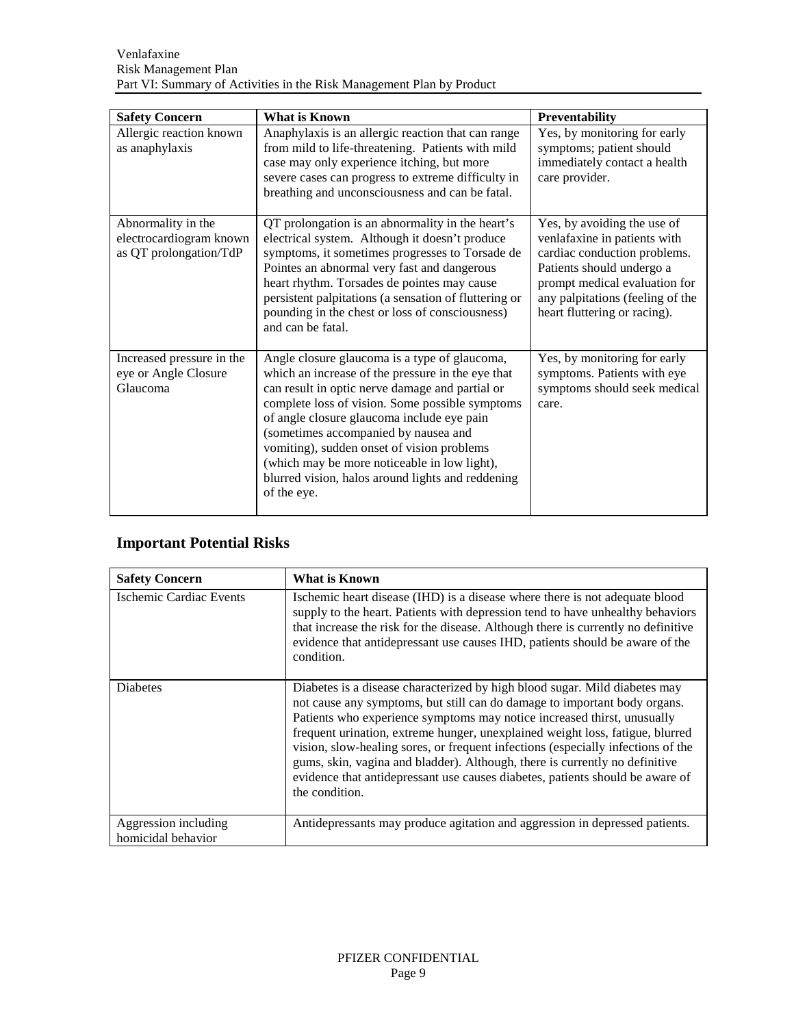| Safety Concern | What is Known | Preventability |
|---|---|---|
| Allergic reaction known as anaphylaxis | Anaphylaxis is an allergic reaction that can range from mild to life-threatening. Patients with mild case may only experience itching, but more severe cases can progress to extreme difficulty in breathing and unconsciousness and can be fatal. | Yes, by monitoring for early symptoms; patient should immediately contact a health care provider. |
| Abnormality in the electrocardiogram known as QT prolongation/TdP | QT prolongation is an abnormality in the heart's electrical system. Although it doesn't produce symptoms, it sometimes progresses to Torsade de Pointes an abnormal very fast and dangerous heart rhythm. Torsades de pointes may cause persistent palpitations (a sensation of fluttering or pounding in the chest or loss of consciousness) and can be fatal. | Yes, by avoiding the use of venlafaxine in patients with cardiac conduction problems. Patients should undergo a prompt medical evaluation for any palpitations (feeling of the heart fluttering or racing). |
| Increased pressure in the eye or Angle Closure Glaucoma | Angle closure glaucoma is a type of glaucoma, which an increase of the pressure in the eye that can result in optic nerve damage and partial or complete loss of vision. Some possible symptoms of angle closure glaucoma include eye pain (sometimes accompanied by nausea and vomiting), sudden onset of vision problems (which may be more noticeable in low light), blurred vision, halos around lights and reddening of the eye. | Yes, by monitoring for early symptoms. Patients with eye symptoms should seek medical care. |

## Important Potential Risks

| Safety Concern | What is Known |
|---|---|
| Ischemic Cardiac Events | Ischemic heart disease (IHD) is a disease where there is not adequate blood supply to the heart. Patients with depression tend to have unhealthy behaviors that increase the risk for the disease. Although there is currently no definitive evidence that antidepressant use causes IHD, patients should be aware of the condition. |
| Diabetes | Diabetes is a disease characterized by high blood sugar. Mild diabetes may not cause any symptoms, but still can do damage to important body organs. Patients who experience symptoms may notice increased thirst, unusually frequent urination, extreme hunger, unexplained weight loss, fatigue, blurred vision, slow-healing sores, or frequent infections (especially infections of the gums, skin, vagina and bladder). Although, there is currently no definitive evidence that antidepressant use causes diabetes, patients should be aware of the condition. |
| Aggression including homicidal behavior | Antidepressants may produce agitation and aggression in depressed patients. |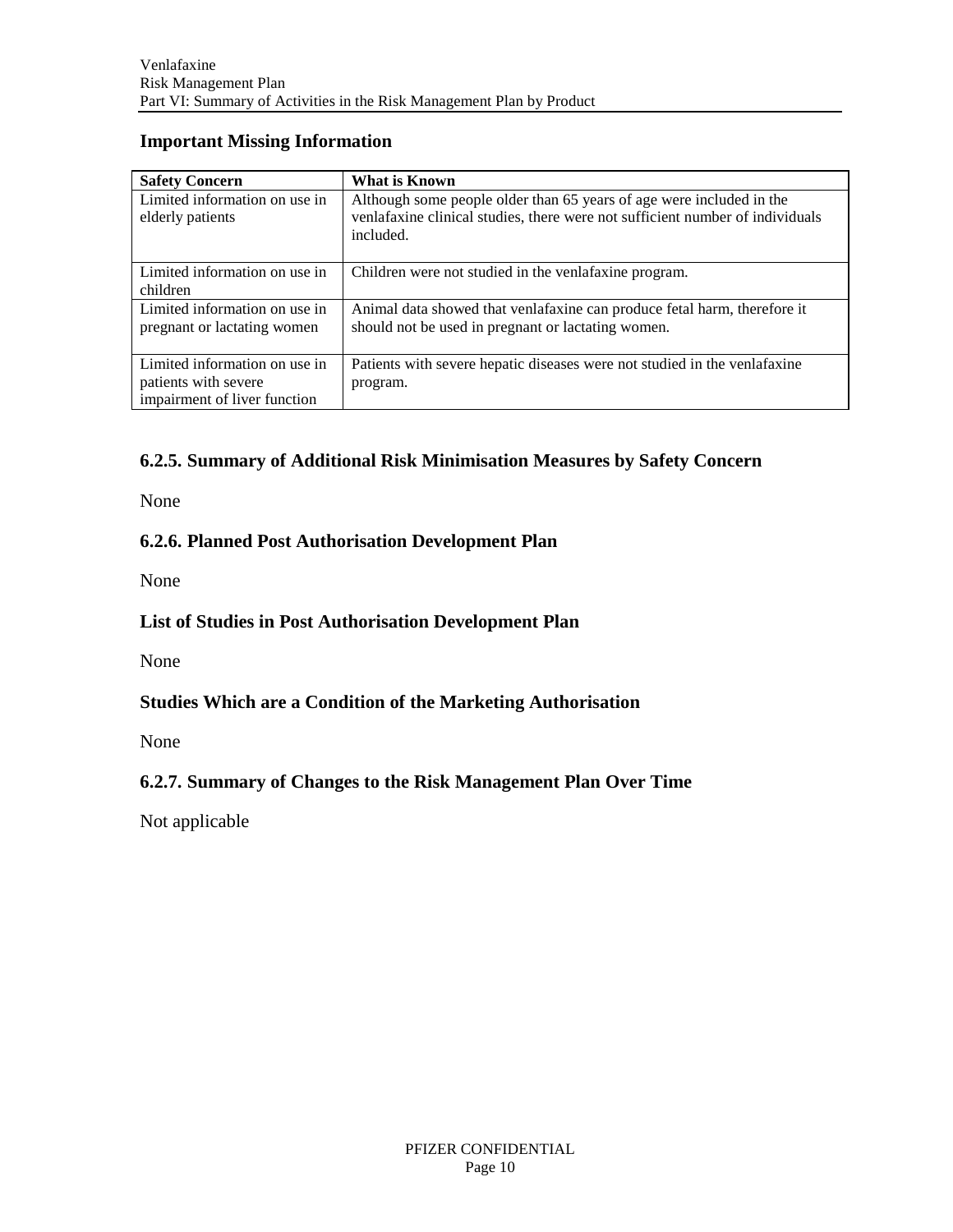## Important Missing Information

| Safety Concern | What is Known |
|---|---|
| Limited information on use in elderly patients | Although some people older than 65 years of age were included in the venlafaxine clinical studies, there were not sufficient number of individuals included. |
| Limited information on use in children | Children were not studied in the venlafaxine program. |
| Limited information on use in pregnant or lactating women | Animal data showed that venlafaxine can produce fetal harm, therefore it should not be used in pregnant or lactating women. |
| Limited information on use in patients with severe impairment of liver function | Patients with severe hepatic diseases were not studied in the venlafaxine program. |

### 6.2.5. Summary of Additional Risk Minimisation Measures by Safety Concern

None

### 6.2.6. Planned Post Authorisation Development Plan

None

### List of Studies in Post Authorisation Development Plan

None

### Studies Which are a Condition of the Marketing Authorisation

None

### 6.2.7. Summary of Changes to the Risk Management Plan Over Time

Not applicable